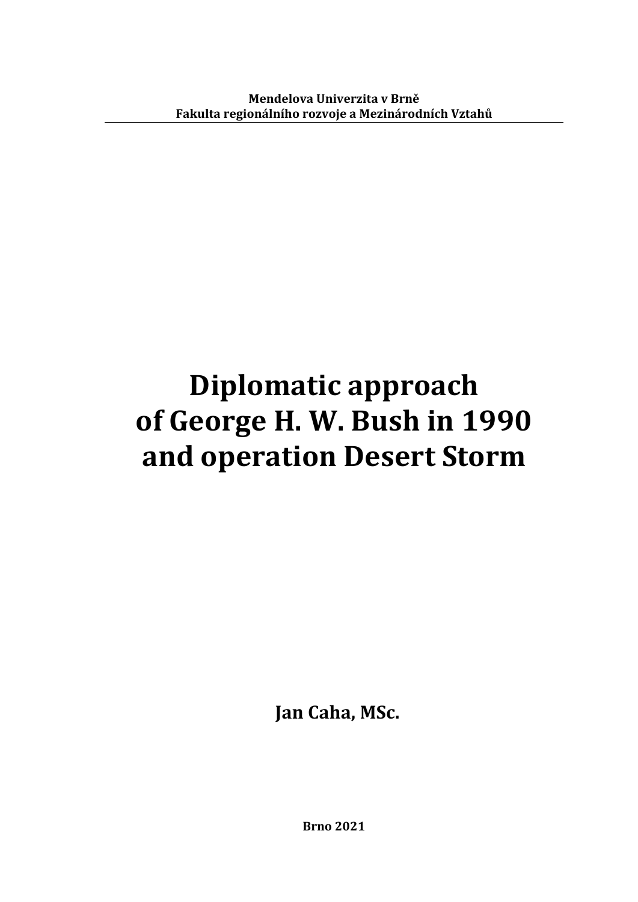**Mendelova Univerzita v Brně**
**Fakulta regionálního rozvoje a Mezinárodních Vztahů**

---

# Diplomatic approach of George H. W. Bush in 1990 and operation Desert Storm

**Jan Caha, MSc.**

**Brno 2021**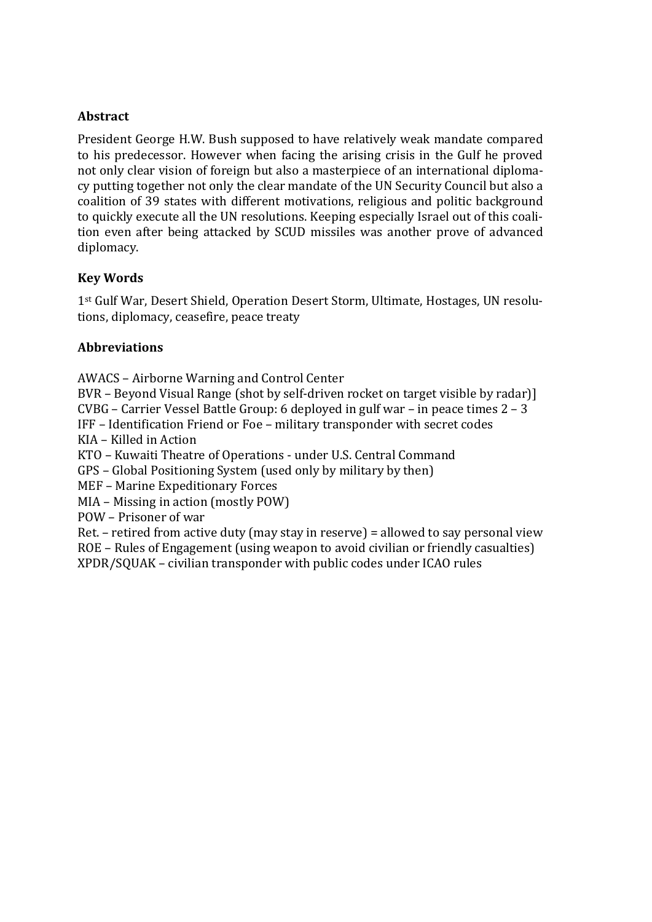## Abstract

President George H.W. Bush supposed to have relatively weak mandate compared to his predecessor. However when facing the arising crisis in the Gulf he proved not only clear vision of foreign but also a masterpiece of an international diplomacy putting together not only the clear mandate of the UN Security Council but also a coalition of 39 states with different motivations, religious and politic background to quickly execute all the UN resolutions. Keeping especially Israel out of this coalition even after being attacked by SCUD missiles was another prove of advanced diplomacy.

## Key Words

1st Gulf War, Desert Shield, Operation Desert Storm, Ultimate, Hostages, UN resolutions, diplomacy, ceasefire, peace treaty

## Abbreviations

AWACS – Airborne Warning and Control Center
BVR – Beyond Visual Range (shot by self-driven rocket on target visible by radar)]
CVBG – Carrier Vessel Battle Group: 6 deployed in gulf war – in peace times 2 – 3
IFF – Identification Friend or Foe – military transponder with secret codes
KIA – Killed in Action
KTO – Kuwaiti Theatre of Operations - under U.S. Central Command
GPS – Global Positioning System (used only by military by then)
MEF – Marine Expeditionary Forces
MIA – Missing in action (mostly POW)
POW – Prisoner of war
Ret. – retired from active duty (may stay in reserve) = allowed to say personal view
ROE – Rules of Engagement (using weapon to avoid civilian or friendly casualties)
XPDR/SQUAK – civilian transponder with public codes under ICAO rules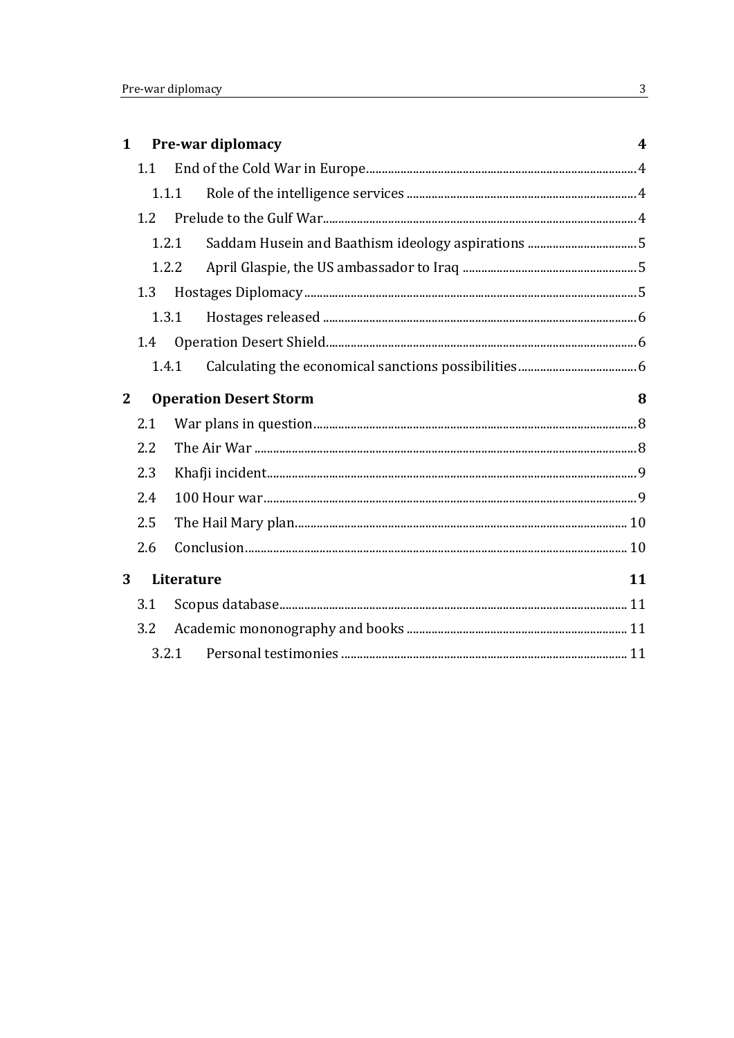| | | |
|---|---|---|
| **1** | **Pre-war diplomacy** | **4** |
| 1.1 | End of the Cold War in Europe | 4 |
| 1.1.1 | Role of the intelligence services | 4 |
| 1.2 | Prelude to the Gulf War | 4 |
| 1.2.1 | Saddam Husein and Baathism ideology aspirations | 5 |
| 1.2.2 | April Glaspie, the US ambassador to Iraq | 5 |
| 1.3 | Hostages Diplomacy | 5 |
| 1.3.1 | Hostages released | 6 |
| 1.4 | Operation Desert Shield | 6 |
| 1.4.1 | Calculating the economical sanctions possibilities | 6 |
| **2** | **Operation Desert Storm** | **8** |
| 2.1 | War plans in question | 8 |
| 2.2 | The Air War | 8 |
| 2.3 | Khafji incident | 9 |
| 2.4 | 100 Hour war | 9 |
| 2.5 | The Hail Mary plan | 10 |
| 2.6 | Conclusion | 10 |
| **3** | **Literature** | **11** |
| 3.1 | Scopus database | 11 |
| 3.2 | Academic mononography and books | 11 |
| 3.2.1 | Personal testimonies | 11 |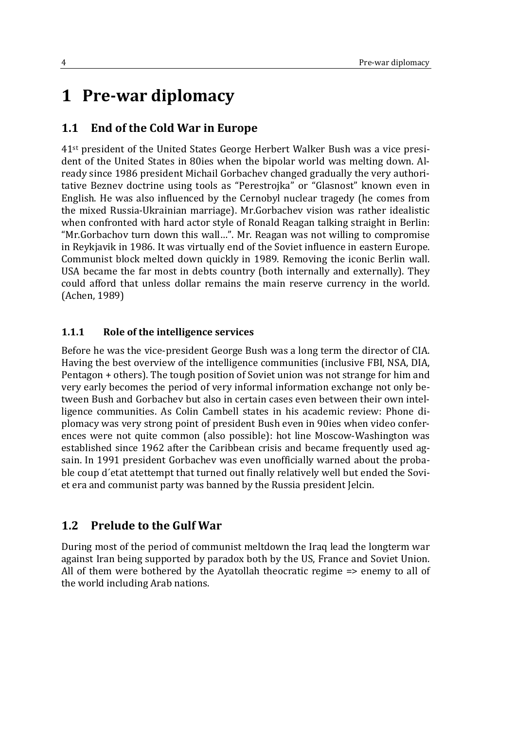# 1 Pre-war diplomacy

## 1.1 End of the Cold War in Europe

41st president of the United States George Herbert Walker Bush was a vice president of the United States in 80ies when the bipolar world was melting down. Already since 1986 president Michail Gorbachev changed gradually the very authoritative Beznev doctrine using tools as "Perestrojka" or "Glasnost" known even in English. He was also influenced by the Cernobyl nuclear tragedy (he comes from the mixed Russia-Ukrainian marriage). Mr.Gorbachev vision was rather idealistic when confronted with hard actor style of Ronald Reagan talking straight in Berlin: "Mr.Gorbachov turn down this wall…". Mr. Reagan was not willing to compromise in Reykjavik in 1986. It was virtually end of the Soviet influence in eastern Europe. Communist block melted down quickly in 1989. Removing the iconic Berlin wall. USA became the far most in debts country (both internally and externally). They could afford that unless dollar remains the main reserve currency in the world. (Achen, 1989)

### 1.1.1 Role of the intelligence services

Before he was the vice-president George Bush was a long term the director of CIA. Having the best overview of the intelligence communities (inclusive FBI, NSA, DIA, Pentagon + others). The tough position of Soviet union was not strange for him and very early becomes the period of very informal information exchange not only between Bush and Gorbachev but also in certain cases even between their own intelligence communities. As Colin Cambell states in his academic review: Phone diplomacy was very strong point of president Bush even in 90ies when video conferences were not quite common (also possible): hot line Moscow-Washington was established since 1962 after the Caribbean crisis and became frequently used agsain. In 1991 president Gorbachev was even unofficially warned about the probable coup d´etat atettempt that turned out finally relatively well but ended the Soviet era and communist party was banned by the Russia president Jelcin.

## 1.2 Prelude to the Gulf War

During most of the period of communist meltdown the Iraq lead the longterm war against Iran being supported by paradox both by the US, France and Soviet Union. All of them were bothered by the Ayatollah theocratic regime => enemy to all of the world including Arab nations.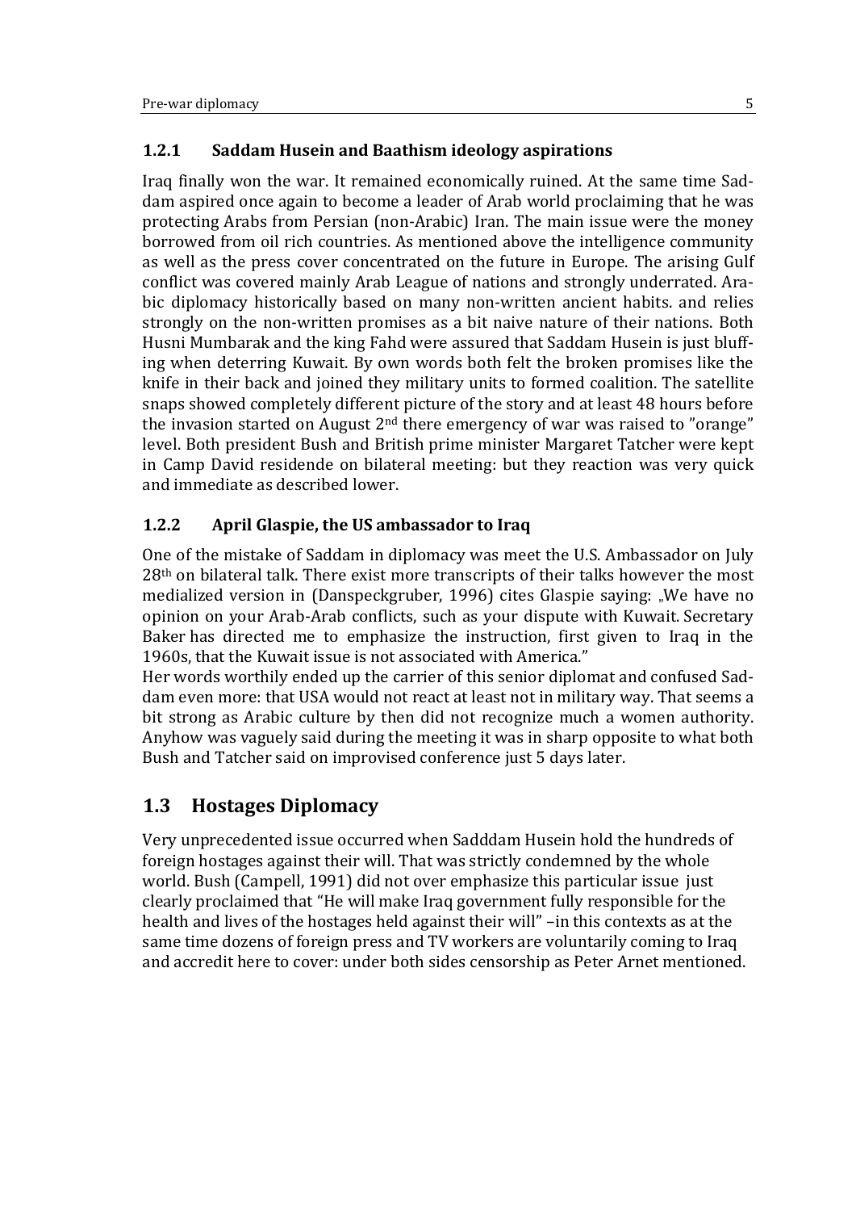### 1.2.1 Saddam Husein and Baathism ideology aspirations

Iraq finally won the war. It remained economically ruined. At the same time Saddam aspired once again to become a leader of Arab world proclaiming that he was protecting Arabs from Persian (non-Arabic) Iran. The main issue were the money borrowed from oil rich countries. As mentioned above the intelligence community as well as the press cover concentrated on the future in Europe. The arising Gulf conflict was covered mainly Arab League of nations and strongly underrated. Arabic diplomacy historically based on many non-written ancient habits. and relies strongly on the non-written promises as a bit naive nature of their nations. Both Husni Mumbarak and the king Fahd were assured that Saddam Husein is just bluffing when deterring Kuwait. By own words both felt the broken promises like the knife in their back and joined they military units to formed coalition. The satellite snaps showed completely different picture of the story and at least 48 hours before the invasion started on August 2nd there emergency of war was raised to "orange" level. Both president Bush and British prime minister Margaret Tatcher were kept in Camp David residende on bilateral meeting: but they reaction was very quick and immediate as described lower.

### 1.2.2 April Glaspie, the US ambassador to Iraq

One of the mistake of Saddam in diplomacy was meet the U.S. Ambassador on July 28th on bilateral talk. There exist more transcripts of their talks however the most medialized version in (Danspeckgruber, 1996) cites Glaspie saying: „We have no opinion on your Arab-Arab conflicts, such as your dispute with Kuwait. Secretary Baker has directed me to emphasize the instruction, first given to Iraq in the 1960s, that the Kuwait issue is not associated with America."

Her words worthily ended up the carrier of this senior diplomat and confused Saddam even more: that USA would not react at least not in military way. That seems a bit strong as Arabic culture by then did not recognize much a women authority. Anyhow was vaguely said during the meeting it was in sharp opposite to what both Bush and Tatcher said on improvised conference just 5 days later.

## 1.3 Hostages Diplomacy

Very unprecedented issue occurred when Sadddam Husein hold the hundreds of foreign hostages against their will. That was strictly condemned by the whole world. Bush (Campell, 1991) did not over emphasize this particular issue just clearly proclaimed that "He will make Iraq government fully responsible for the health and lives of the hostages held against their will" –in this contexts as at the same time dozens of foreign press and TV workers are voluntarily coming to Iraq and accredit here to cover: under both sides censorship as Peter Arnet mentioned.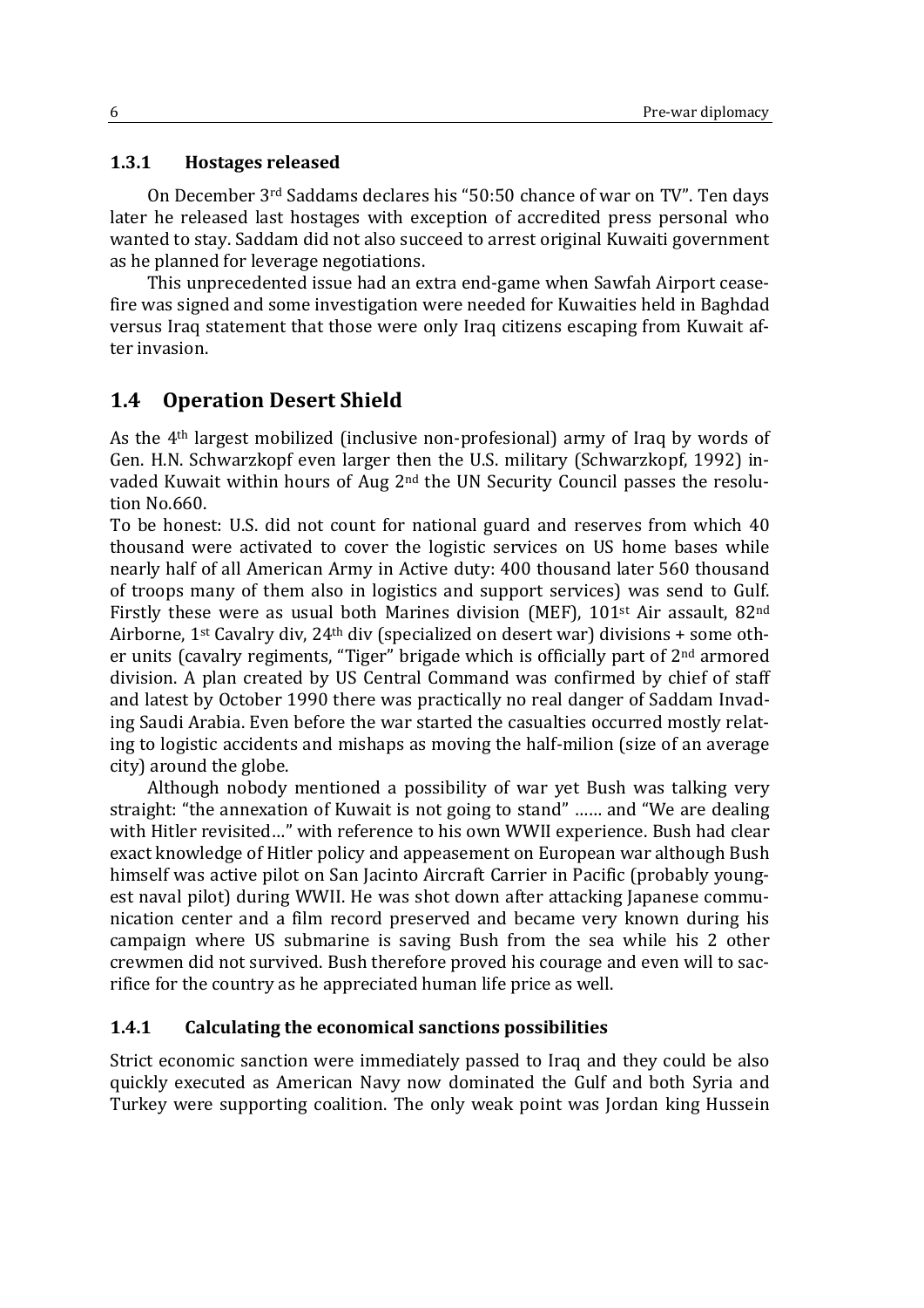### 1.3.1 Hostages released

On December 3rd Saddams declares his "50:50 chance of war on TV". Ten days later he released last hostages with exception of accredited press personal who wanted to stay. Saddam did not also succeed to arrest original Kuwaiti government as he planned for leverage negotiations.

This unprecedented issue had an extra end-game when Sawfah Airport ceasefire was signed and some investigation were needed for Kuwaities held in Baghdad versus Iraq statement that those were only Iraq citizens escaping from Kuwait after invasion.

## 1.4 Operation Desert Shield

As the 4th largest mobilized (inclusive non-profesional) army of Iraq by words of Gen. H.N. Schwarzkopf even larger then the U.S. military (Schwarzkopf, 1992) invaded Kuwait within hours of Aug 2nd the UN Security Council passes the resolution No.660.

To be honest: U.S. did not count for national guard and reserves from which 40 thousand were activated to cover the logistic services on US home bases while nearly half of all American Army in Active duty: 400 thousand later 560 thousand of troops many of them also in logistics and support services) was send to Gulf. Firstly these were as usual both Marines division (MEF), 101st Air assault, 82nd Airborne, 1st Cavalry div, 24th div (specialized on desert war) divisions + some other units (cavalry regiments, "Tiger" brigade which is officially part of 2nd armored division. A plan created by US Central Command was confirmed by chief of staff and latest by October 1990 there was practically no real danger of Saddam Invading Saudi Arabia. Even before the war started the casualties occurred mostly relating to logistic accidents and mishaps as moving the half-milion (size of an average city) around the globe.

Although nobody mentioned a possibility of war yet Bush was talking very straight: "the annexation of Kuwait is not going to stand" …… and "We are dealing with Hitler revisited…" with reference to his own WWII experience. Bush had clear exact knowledge of Hitler policy and appeasement on European war although Bush himself was active pilot on San Jacinto Aircraft Carrier in Pacific (probably youngest naval pilot) during WWII. He was shot down after attacking Japanese communication center and a film record preserved and became very known during his campaign where US submarine is saving Bush from the sea while his 2 other crewmen did not survived. Bush therefore proved his courage and even will to sacrifice for the country as he appreciated human life price as well.

### 1.4.1 Calculating the economical sanctions possibilities

Strict economic sanction were immediately passed to Iraq and they could be also quickly executed as American Navy now dominated the Gulf and both Syria and Turkey were supporting coalition. The only weak point was Jordan king Hussein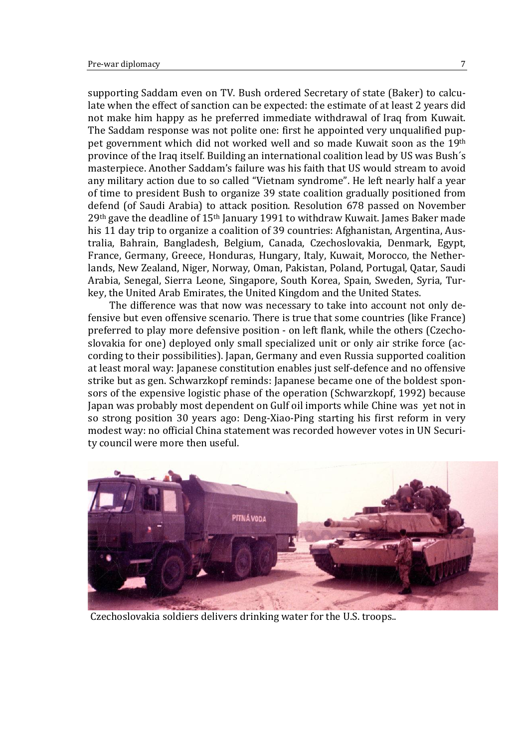supporting Saddam even on TV. Bush ordered Secretary of state (Baker) to calculate when the effect of sanction can be expected: the estimate of at least 2 years did not make him happy as he preferred immediate withdrawal of Iraq from Kuwait. The Saddam response was not polite one: first he appointed very unqualified puppet government which did not worked well and so made Kuwait soon as the 19th province of the Iraq itself. Building an international coalition lead by US was Bush´s masterpiece. Another Saddam's failure was his faith that US would stream to avoid any military action due to so called "Vietnam syndrome". He left nearly half a year of time to president Bush to organize 39 state coalition gradually positioned from defend (of Saudi Arabia) to attack position. Resolution 678 passed on November 29th gave the deadline of 15th January 1991 to withdraw Kuwait. James Baker made his 11 day trip to organize a coalition of 39 countries: Afghanistan, Argentina, Australia, Bahrain, Bangladesh, Belgium, Canada, Czechoslovakia, Denmark, Egypt, France, Germany, Greece, Honduras, Hungary, Italy, Kuwait, Morocco, the Netherlands, New Zealand, Niger, Norway, Oman, Pakistan, Poland, Portugal, Qatar, Saudi Arabia, Senegal, Sierra Leone, Singapore, South Korea, Spain, Sweden, Syria, Turkey, the United Arab Emirates, the United Kingdom and the United States.

The difference was that now was necessary to take into account not only defensive but even offensive scenario. There is true that some countries (like France) preferred to play more defensive position - on left flank, while the others (Czechoslovakia for one) deployed only small specialized unit or only air strike force (according to their possibilities). Japan, Germany and even Russia supported coalition at least moral way: Japanese constitution enables just self-defence and no offensive strike but as gen. Schwarzkopf reminds: Japanese became one of the boldest sponsors of the expensive logistic phase of the operation (Schwarzkopf, 1992) because Japan was probably most dependent on Gulf oil imports while Chine was yet not in so strong position 30 years ago: Deng-Xiao-Ping starting his first reform in very modest way: no official China statement was recorded however votes in UN Security council were more then useful.

Czechoslovakia soldiers delivers drinking water for the U.S. troops..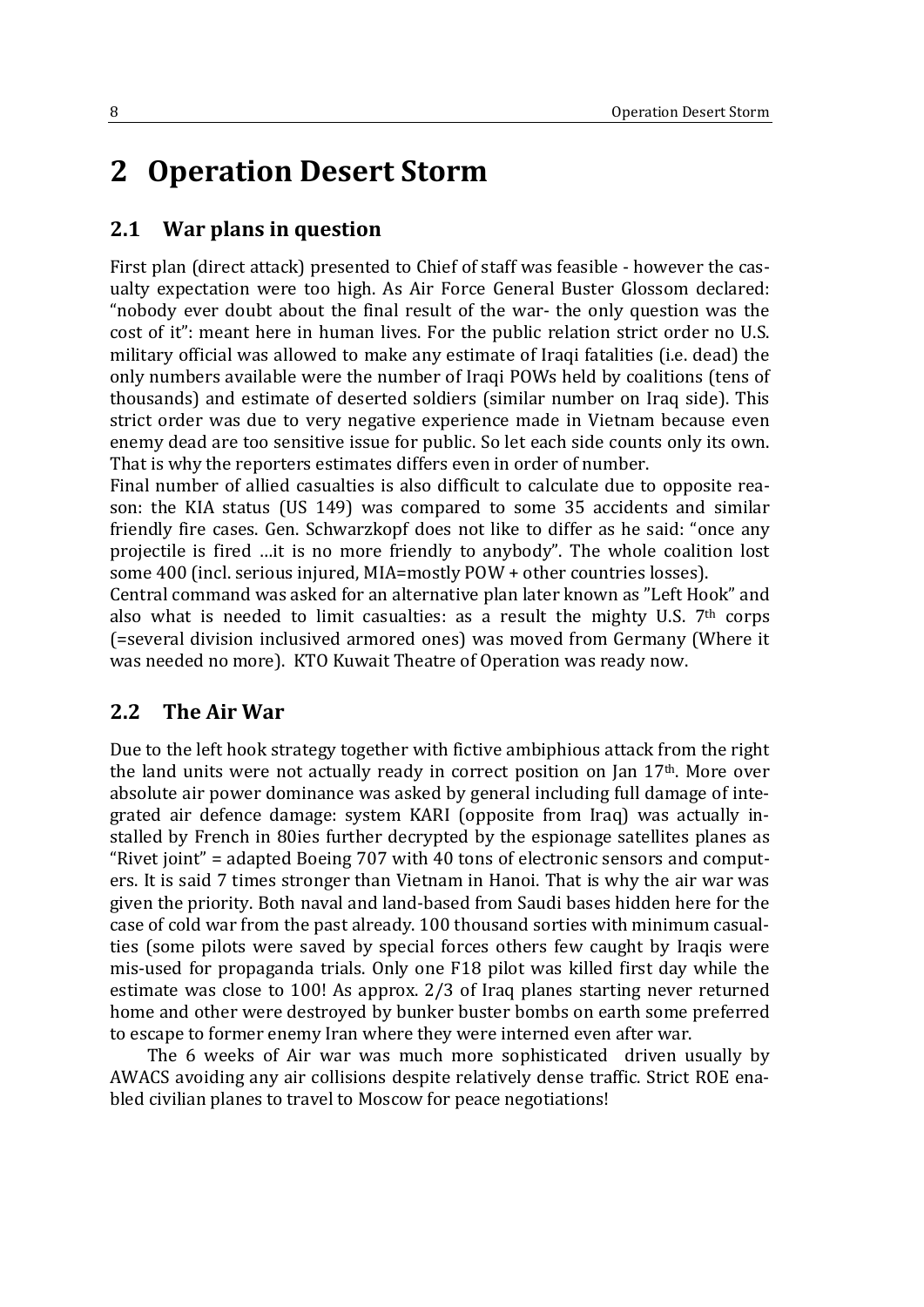# 2 Operation Desert Storm

## 2.1 War plans in question

First plan (direct attack) presented to Chief of staff was feasible - however the casualty expectation were too high. As Air Force General Buster Glossom declared: "nobody ever doubt about the final result of the war- the only question was the cost of it": meant here in human lives. For the public relation strict order no U.S. military official was allowed to make any estimate of Iraqi fatalities (i.e. dead) the only numbers available were the number of Iraqi POWs held by coalitions (tens of thousands) and estimate of deserted soldiers (similar number on Iraq side). This strict order was due to very negative experience made in Vietnam because even enemy dead are too sensitive issue for public. So let each side counts only its own. That is why the reporters estimates differs even in order of number.

Final number of allied casualties is also difficult to calculate due to opposite reason: the KIA status (US 149) was compared to some 35 accidents and similar friendly fire cases. Gen. Schwarzkopf does not like to differ as he said: "once any projectile is fired …it is no more friendly to anybody". The whole coalition lost some 400 (incl. serious injured, MIA=mostly POW + other countries losses).

Central command was asked for an alternative plan later known as "Left Hook" and also what is needed to limit casualties: as a result the mighty U.S. 7th corps (=several division inclusived armored ones) was moved from Germany (Where it was needed no more). KTO Kuwait Theatre of Operation was ready now.

## 2.2 The Air War

Due to the left hook strategy together with fictive ambiphious attack from the right the land units were not actually ready in correct position on Jan 17th. More over absolute air power dominance was asked by general including full damage of integrated air defence damage: system KARI (opposite from Iraq) was actually installed by French in 80ies further decrypted by the espionage satellites planes as "Rivet joint" = adapted Boeing 707 with 40 tons of electronic sensors and computers. It is said 7 times stronger than Vietnam in Hanoi. That is why the air war was given the priority. Both naval and land-based from Saudi bases hidden here for the case of cold war from the past already. 100 thousand sorties with minimum casualties (some pilots were saved by special forces others few caught by Iraqis were mis-used for propaganda trials. Only one F18 pilot was killed first day while the estimate was close to 100! As approx. 2/3 of Iraq planes starting never returned home and other were destroyed by bunker buster bombs on earth some preferred to escape to former enemy Iran where they were interned even after war.

The 6 weeks of Air war was much more sophisticated driven usually by AWACS avoiding any air collisions despite relatively dense traffic. Strict ROE enabled civilian planes to travel to Moscow for peace negotiations!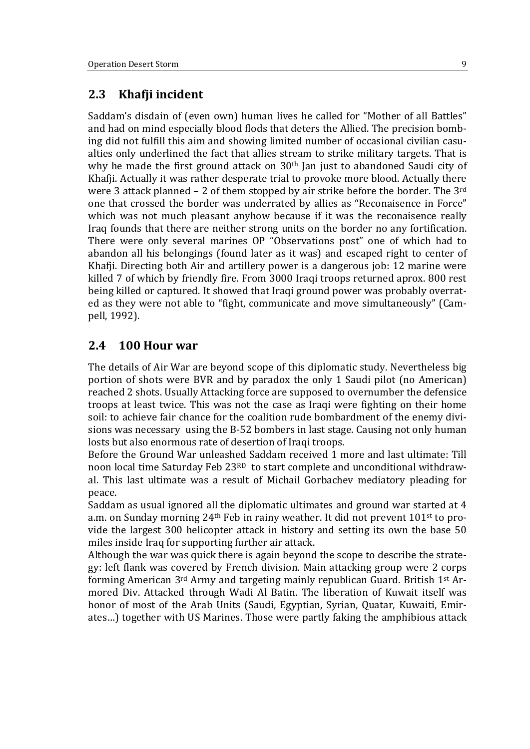## 2.3 Khafji incident

Saddam's disdain of (even own) human lives he called for "Mother of all Battles" and had on mind especially blood flods that deters the Allied. The precision bombing did not fulfill this aim and showing limited number of occasional civilian casualties only underlined the fact that allies stream to strike military targets. That is why he made the first ground attack on 30th Jan just to abandoned Saudi city of Khafji. Actually it was rather desperate trial to provoke more blood. Actually there were 3 attack planned – 2 of them stopped by air strike before the border. The 3rd one that crossed the border was underrated by allies as "Reconaisence in Force" which was not much pleasant anyhow because if it was the reconaisence really Iraq founds that there are neither strong units on the border no any fortification. There were only several marines OP "Observations post" one of which had to abandon all his belongings (found later as it was) and escaped right to center of Khafji. Directing both Air and artillery power is a dangerous job: 12 marine were killed 7 of which by friendly fire. From 3000 Iraqi troops returned aprox. 800 rest being killed or captured. It showed that Iraqi ground power was probably overrated as they were not able to "fight, communicate and move simultaneously" (Campell, 1992).

## 2.4 100 Hour war

The details of Air War are beyond scope of this diplomatic study. Nevertheless big portion of shots were BVR and by paradox the only 1 Saudi pilot (no American) reached 2 shots. Usually Attacking force are supposed to overnumber the defensice troops at least twice. This was not the case as Iraqi were fighting on their home soil: to achieve fair chance for the coalition rude bombardment of the enemy divisions was necessary using the B-52 bombers in last stage. Causing not only human losts but also enormous rate of desertion of Iraqi troops.

Before the Ground War unleashed Saddam received 1 more and last ultimate: Till noon local time Saturday Feb 23RD to start complete and unconditional withdrawal. This last ultimate was a result of Michail Gorbachev mediatory pleading for peace.

Saddam as usual ignored all the diplomatic ultimates and ground war started at 4 a.m. on Sunday morning 24th Feb in rainy weather. It did not prevent 101st to provide the largest 300 helicopter attack in history and setting its own the base 50 miles inside Iraq for supporting further air attack.

Although the war was quick there is again beyond the scope to describe the strategy: left flank was covered by French division. Main attacking group were 2 corps forming American 3rd Army and targeting mainly republican Guard. British 1st Armored Div. Attacked through Wadi Al Batin. The liberation of Kuwait itself was honor of most of the Arab Units (Saudi, Egyptian, Syrian, Quatar, Kuwaiti, Emirates…) together with US Marines. Those were partly faking the amphibious attack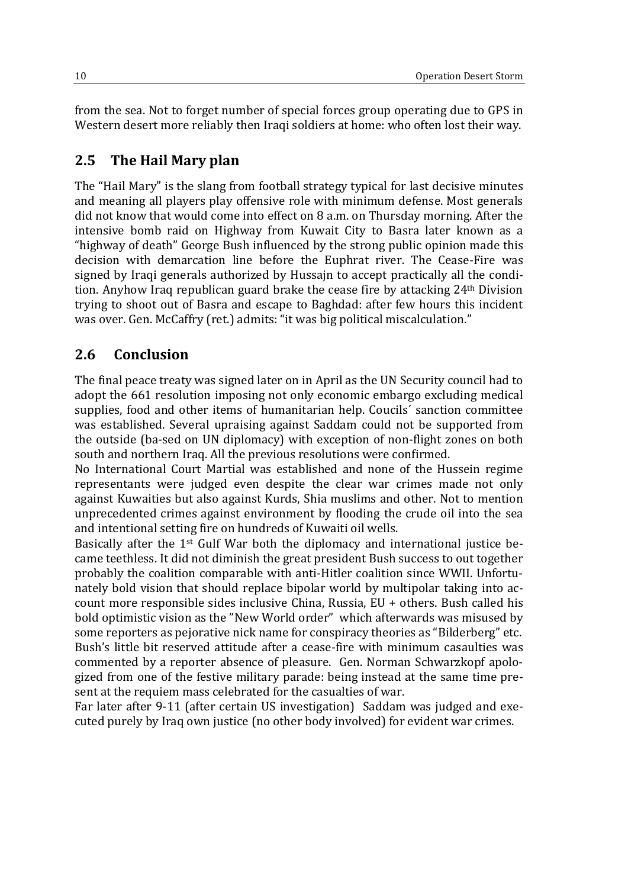from the sea. Not to forget number of special forces group operating due to GPS in Western desert more reliably then Iraqi soldiers at home: who often lost their way.

## 2.5 The Hail Mary plan

The "Hail Mary" is the slang from football strategy typical for last decisive minutes and meaning all players play offensive role with minimum defense. Most generals did not know that would come into effect on 8 a.m. on Thursday morning. After the intensive bomb raid on Highway from Kuwait City to Basra later known as a "highway of death" George Bush influenced by the strong public opinion made this decision with demarcation line before the Euphrat river. The Cease-Fire was signed by Iraqi generals authorized by Hussajn to accept practically all the condition. Anyhow Iraq republican guard brake the cease fire by attacking 24th Division trying to shoot out of Basra and escape to Baghdad: after few hours this incident was over. Gen. McCaffry (ret.) admits: "it was big political miscalculation."

## 2.6 Conclusion

The final peace treaty was signed later on in April as the UN Security council had to adopt the 661 resolution imposing not only economic embargo excluding medical supplies, food and other items of humanitarian help. Coucils´ sanction committee was established. Several upraising against Saddam could not be supported from the outside (ba-sed on UN diplomacy) with exception of non-flight zones on both south and northern Iraq. All the previous resolutions were confirmed.

No International Court Martial was established and none of the Hussein regime representants were judged even despite the clear war crimes made not only against Kuwaities but also against Kurds, Shia muslims and other. Not to mention unprecedented crimes against environment by flooding the crude oil into the sea and intentional setting fire on hundreds of Kuwaiti oil wells.

Basically after the 1st Gulf War both the diplomacy and international justice became teethless. It did not diminish the great president Bush success to out together probably the coalition comparable with anti-Hitler coalition since WWII. Unfortunately bold vision that should replace bipolar world by multipolar taking into account more responsible sides inclusive China, Russia, EU + others. Bush called his bold optimistic vision as the "New World order" which afterwards was misused by some reporters as pejorative nick name for conspiracy theories as "Bilderberg" etc. Bush's little bit reserved attitude after a cease-fire with minimum casaulties was commented by a reporter absence of pleasure. Gen. Norman Schwarzkopf apologized from one of the festive military parade: being instead at the same time present at the requiem mass celebrated for the casualties of war.

Far later after 9-11 (after certain US investigation) Saddam was judged and executed purely by Iraq own justice (no other body involved) for evident war crimes.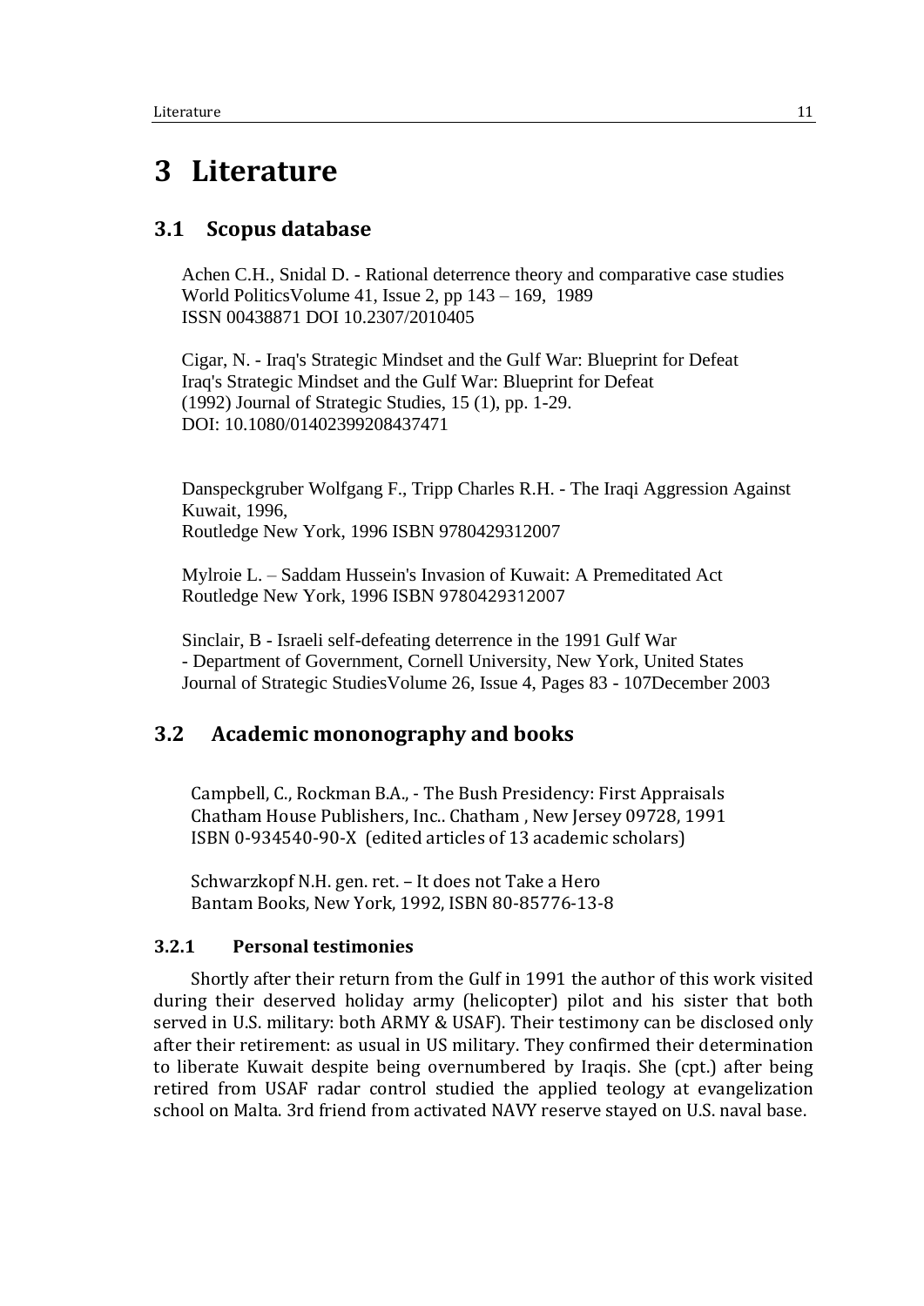# 3 Literature

## 3.1 Scopus database

Achen C.H., Snidal D. - Rational deterrence theory and comparative case studies
World PoliticsVolume 41, Issue 2, pp 143 – 169, 1989
ISSN 00438871 DOI 10.2307/2010405

Cigar, N. - Iraq's Strategic Mindset and the Gulf War: Blueprint for Defeat
Iraq's Strategic Mindset and the Gulf War: Blueprint for Defeat
(1992) Journal of Strategic Studies, 15 (1), pp. 1-29.
DOI: 10.1080/01402399208437471

Danspeckgruber Wolfgang F., Tripp Charles R.H. - The Iraqi Aggression Against Kuwait, 1996,
Routledge New York, 1996 ISBN 9780429312007

Mylroie L. – Saddam Hussein's Invasion of Kuwait: A Premeditated Act
Routledge New York, 1996 ISBN 9780429312007

Sinclair, B - Israeli self-defeating deterrence in the 1991 Gulf War
- Department of Government, Cornell University, New York, United States
Journal of Strategic StudiesVolume 26, Issue 4, Pages 83 - 107December 2003

## 3.2 Academic mononography and books

Campbell, C., Rockman B.A., - The Bush Presidency: First Appraisals
Chatham House Publishers, Inc.. Chatham , New Jersey 09728, 1991
ISBN 0-934540-90-X (edited articles of 13 academic scholars)

Schwarzkopf N.H. gen. ret. – It does not Take a Hero
Bantam Books, New York, 1992, ISBN 80-85776-13-8

### 3.2.1 Personal testimonies

Shortly after their return from the Gulf in 1991 the author of this work visited during their deserved holiday army (helicopter) pilot and his sister that both served in U.S. military: both ARMY & USAF). Their testimony can be disclosed only after their retirement: as usual in US military. They confirmed their determination to liberate Kuwait despite being overnumbered by Iraqis. She (cpt.) after being retired from USAF radar control studied the applied teology at evangelization school on Malta. 3rd friend from activated NAVY reserve stayed on U.S. naval base.